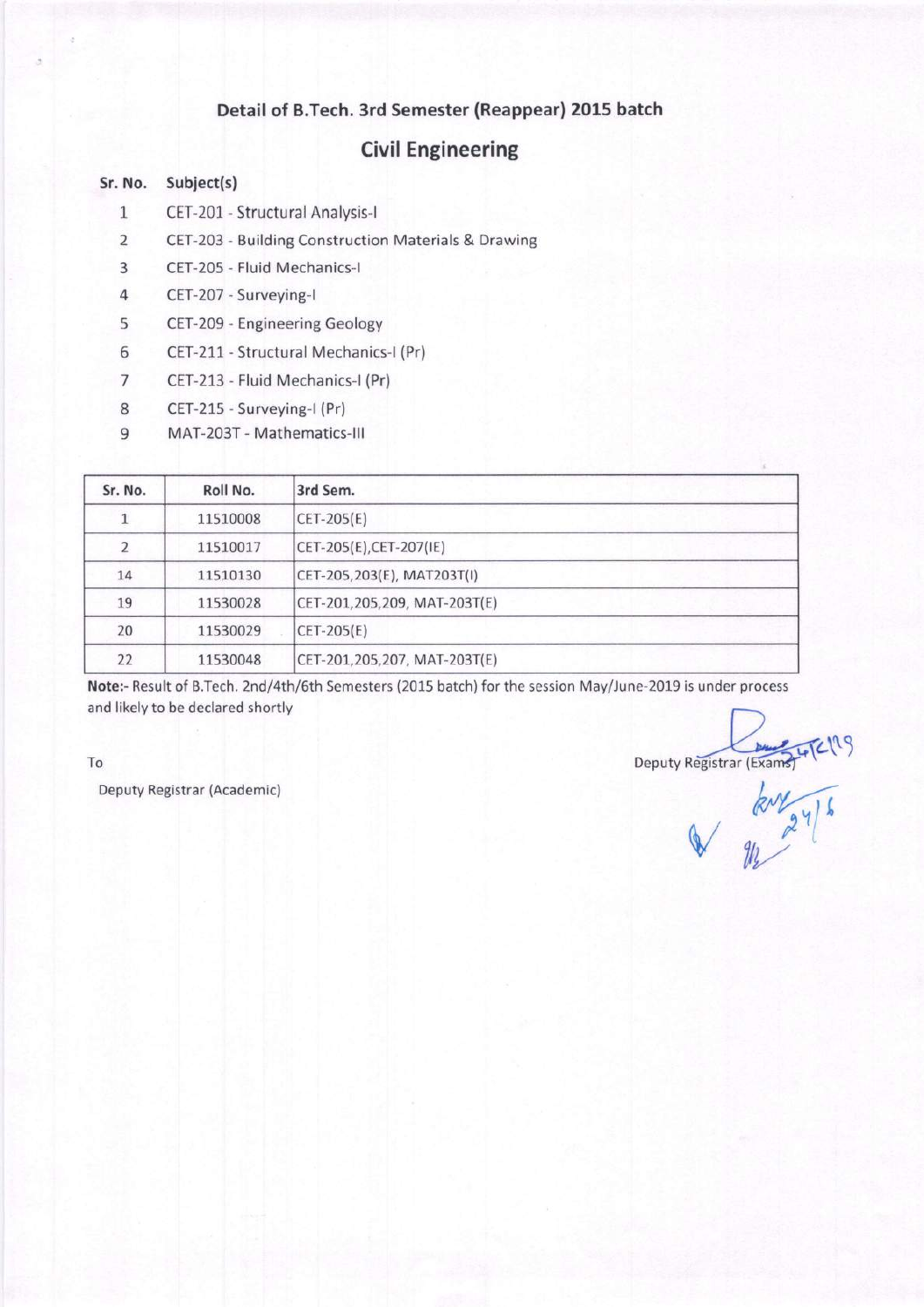## Detail of B.Tech. 3rd Semester (Reappear) 2015 batch

# Civil Engineering

**Sr. No. Subject(s)**

1. CET-201 - Structural Analysis-I
2. CET-203 - Building Construction Materials & Drawing
3. CET-205 - Fluid Mechanics-I
4. CET-207 - Surveying-I
5. CET-209 - Engineering Geology
6. CET-211 - Structural Mechanics-I (Pr)
7. CET-213 - Fluid Mechanics-I (Pr)
8. CET-215 - Surveying-I (Pr)
9. MAT-203T - Mathematics-III

| Sr. No. | Roll No. | 3rd Sem. |
|---|---|---|
| 1 | 11510008 | CET-205(E) |
| 2 | 11510017 | CET-205(E),CET-207(IE) |
| 14 | 11510130 | CET-205,203(E), MAT203T(I) |
| 19 | 11530028 | CET-201,205,209, MAT-203T(E) |
| 20 | 11530029 | CET-205(E) |
| 22 | 11530048 | CET-201,205,207, MAT-203T(E) |

**Note:-** Result of B.Tech. 2nd/4th/6th Semesters (2015 batch) for the session May/June-2019 is under process and likely to be declared shortly

To

Deputy Registrar (Academic)

Deputy Registrar (Exams) 24/6/19

24/6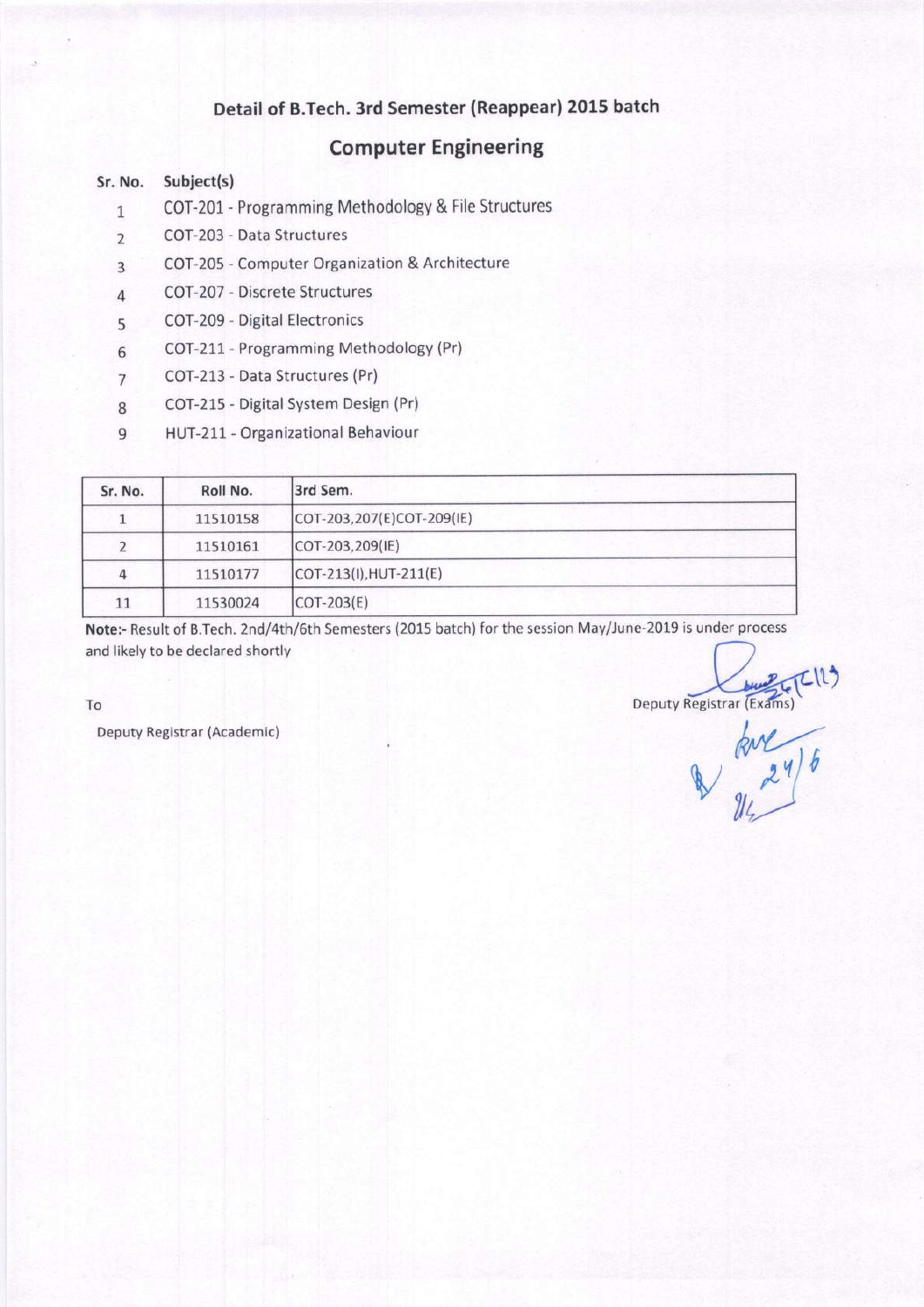## Detail of B.Tech. 3rd Semester (Reappear) 2015 batch

## Computer Engineering

| Sr. No. | Subject(s) |
|---|---|
| 1 | COT-201 - Programming Methodology & File Structures |
| 2 | COT-203 - Data Structures |
| 3 | COT-205 - Computer Organization & Architecture |
| 4 | COT-207 - Discrete Structures |
| 5 | COT-209 - Digital Electronics |
| 6 | COT-211 - Programming Methodology (Pr) |
| 7 | COT-213 - Data Structures (Pr) |
| 8 | COT-215 - Digital System Design (Pr) |
| 9 | HUT-211 - Organizational Behaviour |

| Sr. No. | Roll No. | 3rd Sem. |
|---|---|---|
| 1 | 11510158 | COT-203,207(E)COT-209(IE) |
| 2 | 11510161 | COT-203,209(IE) |
| 4 | 11510177 | COT-213(I),HUT-211(E) |
| 11 | 11530024 | COT-203(E) |

**Note:-** Result of B.Tech. 2nd/4th/6th Semesters (2015 batch) for the session May/June-2019 is under process and likely to be declared shortly

To

Deputy Registrar (Academic)

Deputy Registrar (Exams)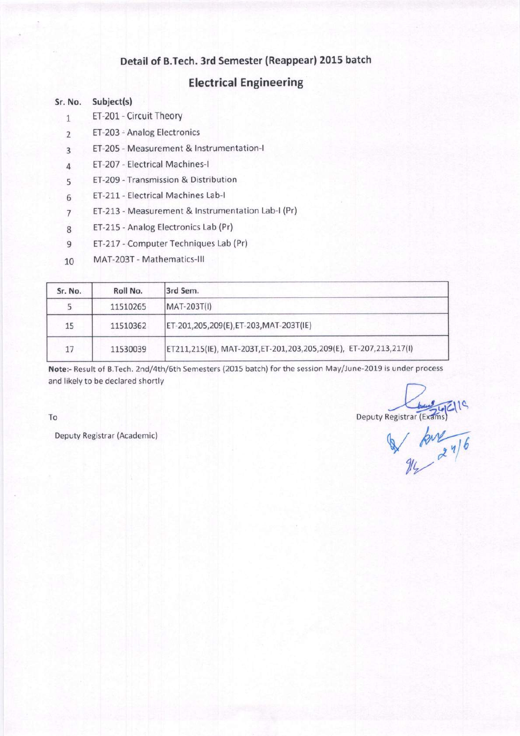## Detail of B.Tech. 3rd Semester (Reappear) 2015 batch

## Electrical Engineering

| Sr. No. | Subject(s) |
|---|---|
| 1 | ET-201 - Circuit Theory |
| 2 | ET-203 - Analog Electronics |
| 3 | ET-205 - Measurement & Instrumentation-I |
| 4 | ET-207 - Electrical Machines-I |
| 5 | ET-209 - Transmission & Distribution |
| 6 | ET-211 - Electrical Machines Lab-I |
| 7 | ET-213 - Measurement & Instrumentation Lab-I (Pr) |
| 8 | ET-215 - Analog Electronics Lab (Pr) |
| 9 | ET-217 - Computer Techniques Lab (Pr) |
| 10 | MAT-203T - Mathematics-III |

| Sr. No. | Roll No. | 3rd Sem. |
|---|---|---|
| 5 | 11510265 | MAT-203T(I) |
| 15 | 11510362 | ET-201,205,209(E),ET-203,MAT-203T(IE) |
| 17 | 11530039 | ET211,215(IE), MAT-203T,ET-201,203,205,209(E), ET-207,213,217(I) |

**Note:-** Result of B.Tech. 2nd/4th/6th Semesters (2015 batch) for the session May/June-2019 is under process and likely to be declared shortly

Deputy Registrar (Exams)

To

Deputy Registrar (Academic)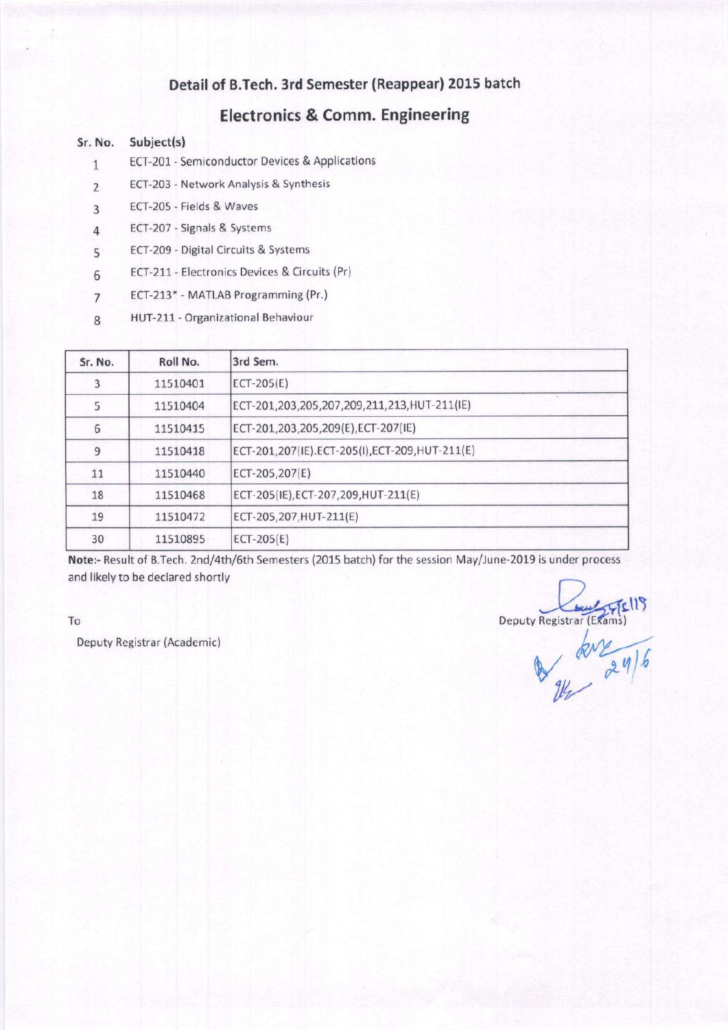## Detail of B.Tech. 3rd Semester (Reappear) 2015 batch

## Electronics & Comm. Engineering

**Sr. No. Subject(s)**

1. ECT-201 - Semiconductor Devices & Applications
2. ECT-203 - Network Analysis & Synthesis
3. ECT-205 - Fields & Waves
4. ECT-207 - Signals & Systems
5. ECT-209 - Digital Circuits & Systems
6. ECT-211 - Electronics Devices & Circuits (Pr)
7. ECT-213* - MATLAB Programming (Pr.)
8. HUT-211 - Organizational Behaviour

| Sr. No. | Roll No. | 3rd Sem. |
|---|---|---|
| 3 | 11510401 | ECT-205(E) |
| 5 | 11510404 | ECT-201,203,205,207,209,211,213,HUT-211(IE) |
| 6 | 11510415 | ECT-201,203,205,209(E),ECT-207(IE) |
| 9 | 11510418 | ECT-201,207(IE).ECT-205(I),ECT-209,HUT-211(E) |
| 11 | 11510440 | ECT-205,207(E) |
| 18 | 11510468 | ECT-205(IE),ECT-207,209,HUT-211(E) |
| 19 | 11510472 | ECT-205,207,HUT-211(E) |
| 30 | 11510895 | ECT-205(E) |

**Note:-** Result of B.Tech. 2nd/4th/6th Semesters (2015 batch) for the session May/June-2019 is under process and likely to be declared shortly

To

Deputy Registrar (Academic)

Deputy Registrar (Exams)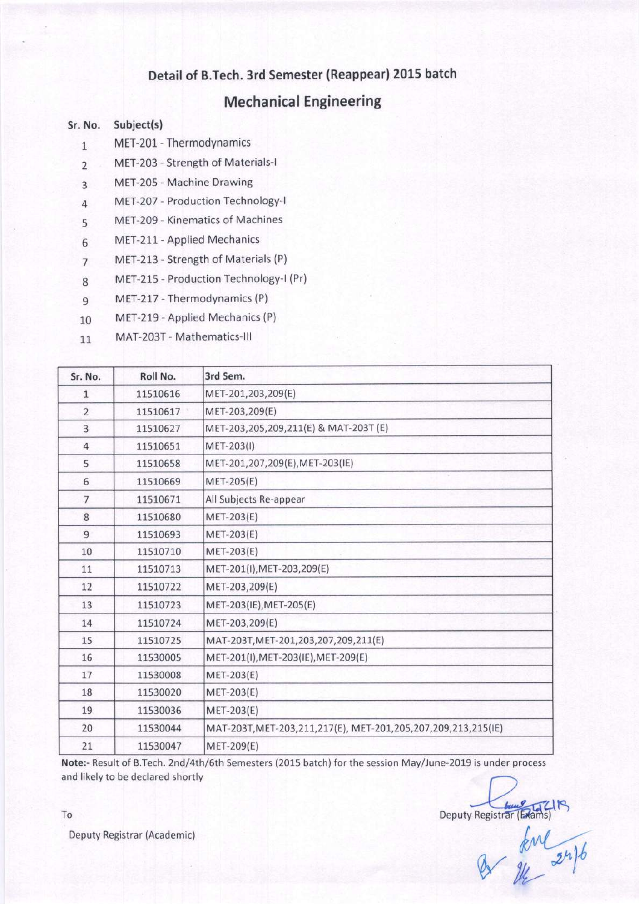## Detail of B.Tech. 3rd Semester (Reappear) 2015 batch

## Mechanical Engineering

| Sr. No. | Subject(s) |
|---|---|
| 1 | MET-201 - Thermodynamics |
| 2 | MET-203 - Strength of Materials-I |
| 3 | MET-205 - Machine Drawing |
| 4 | MET-207 - Production Technology-I |
| 5 | MET-209 - Kinematics of Machines |
| 6 | MET-211 - Applied Mechanics |
| 7 | MET-213 - Strength of Materials (P) |
| 8 | MET-215 - Production Technology-I (Pr) |
| 9 | MET-217 - Thermodynamics (P) |
| 10 | MET-219 - Applied Mechanics (P) |
| 11 | MAT-203T - Mathematics-III |

| Sr. No. | Roll No. | 3rd Sem. |
|---|---|---|
| 1 | 11510616 | MET-201,203,209(E) |
| 2 | 11510617 | MET-203,209(E) |
| 3 | 11510627 | MET-203,205,209,211(E) & MAT-203T (E) |
| 4 | 11510651 | MET-203(I) |
| 5 | 11510658 | MET-201,207,209(E),MET-203(IE) |
| 6 | 11510669 | MET-205(E) |
| 7 | 11510671 | All Subjects Re-appear |
| 8 | 11510680 | MET-203(E) |
| 9 | 11510693 | MET-203(E) |
| 10 | 11510710 | MET-203(E) |
| 11 | 11510713 | MET-201(I),MET-203,209(E) |
| 12 | 11510722 | MET-203,209(E) |
| 13 | 11510723 | MET-203(IE),MET-205(E) |
| 14 | 11510724 | MET-203,209(E) |
| 15 | 11510725 | MAT-203T,MET-201,203,207,209,211(E) |
| 16 | 11530005 | MET-201(I),MET-203(IE),MET-209(E) |
| 17 | 11530008 | MET-203(E) |
| 18 | 11530020 | MET-203(E) |
| 19 | 11530036 | MET-203(E) |
| 20 | 11530044 | MAT-203T,MET-203,211,217(E), MET-201,205,207,209,213,215(IE) |
| 21 | 11530047 | MET-209(E) |

**Note:-** Result of B.Tech. 2nd/4th/6th Semesters (2015 batch) for the session May/June-2019 is under process and likely to be declared shortly

Deputy Registrar (Exams)

To

Deputy Registrar (Academic)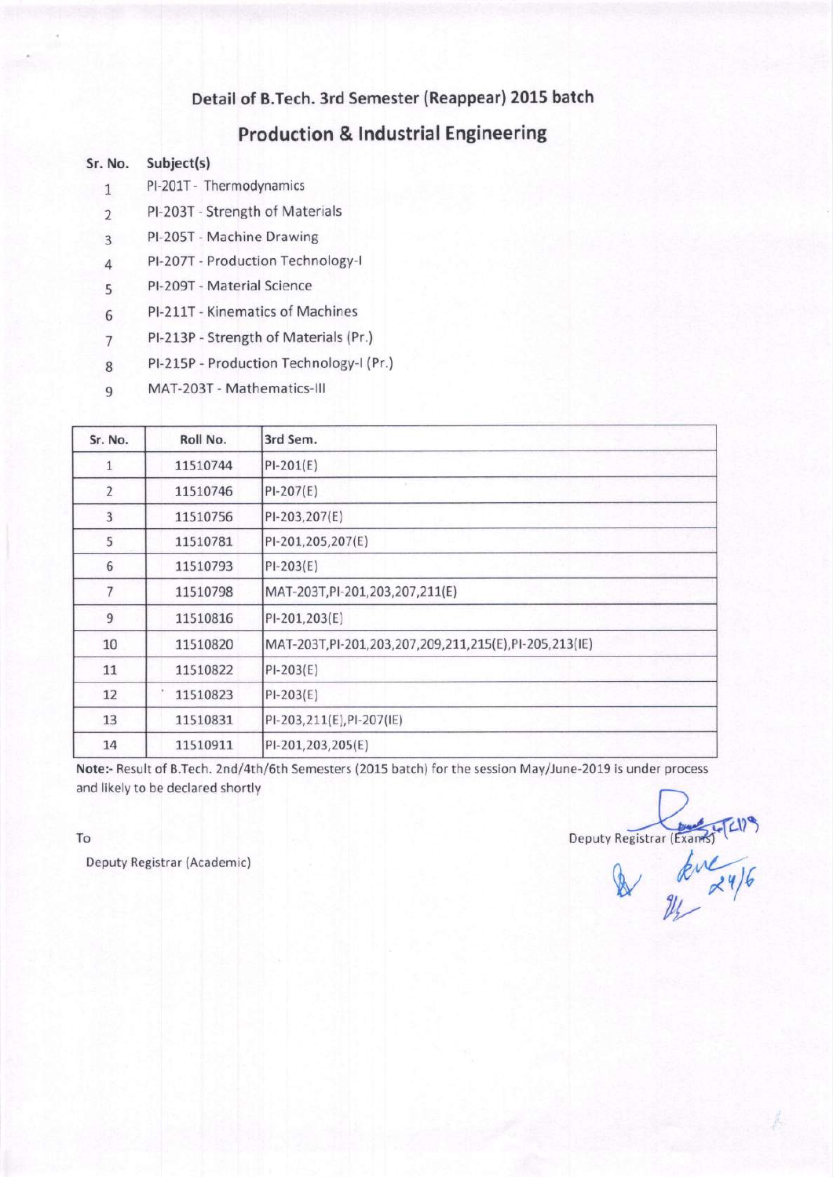## Detail of B.Tech. 3rd Semester (Reappear) 2015 batch

## Production & Industrial Engineering

| Sr. No. | Subject(s) |
|---|---|
| 1 | PI-201T - Thermodynamics |
| 2 | PI-203T - Strength of Materials |
| 3 | PI-205T - Machine Drawing |
| 4 | PI-207T - Production Technology-I |
| 5 | PI-209T - Material Science |
| 6 | PI-211T - Kinematics of Machines |
| 7 | PI-213P - Strength of Materials (Pr.) |
| 8 | PI-215P - Production Technology-I (Pr.) |
| 9 | MAT-203T - Mathematics-III |

| Sr. No. | Roll No. | 3rd Sem. |
|---|---|---|
| 1 | 11510744 | PI-201(E) |
| 2 | 11510746 | PI-207(E) |
| 3 | 11510756 | PI-203,207(E) |
| 5 | 11510781 | PI-201,205,207(E) |
| 6 | 11510793 | PI-203(E) |
| 7 | 11510798 | MAT-203T,PI-201,203,207,211(E) |
| 9 | 11510816 | PI-201,203(E) |
| 10 | 11510820 | MAT-203T,PI-201,203,207,209,211,215(E),PI-205,213(IE) |
| 11 | 11510822 | PI-203(E) |
| 12 | 11510823 | PI-203(E) |
| 13 | 11510831 | PI-203,211(E),PI-207(IE) |
| 14 | 11510911 | PI-201,203,205(E) |

**Note:-** Result of B.Tech. 2nd/4th/6th Semesters (2015 batch) for the session May/June-2019 is under process and likely to be declared shortly

To

Deputy Registrar (Academic)

Deputy Registrar (Exams)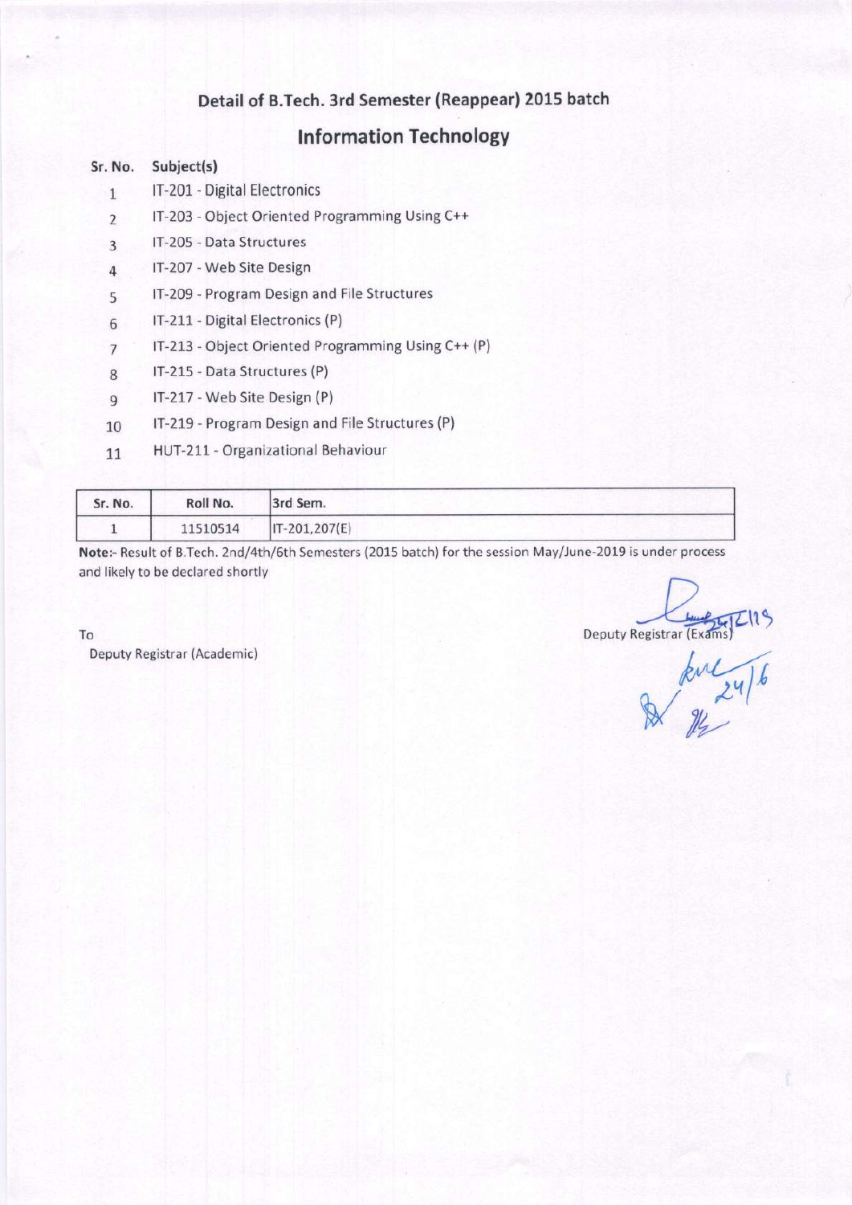## Detail of B.Tech. 3rd Semester (Reappear) 2015 batch

## Information Technology

| Sr. No. | Subject(s) |
|---|---|
| 1 | IT-201 - Digital Electronics |
| 2 | IT-203 - Object Oriented Programming Using C++ |
| 3 | IT-205 - Data Structures |
| 4 | IT-207 - Web Site Design |
| 5 | IT-209 - Program Design and File Structures |
| 6 | IT-211 - Digital Electronics (P) |
| 7 | IT-213 - Object Oriented Programming Using C++ (P) |
| 8 | IT-215 - Data Structures (P) |
| 9 | IT-217 - Web Site Design (P) |
| 10 | IT-219 - Program Design and File Structures (P) |
| 11 | HUT-211 - Organizational Behaviour |

| Sr. No. | Roll No. | 3rd Sem. |
|---|---|---|
| 1 | 11510514 | IT-201,207(E) |

**Note:-** Result of B.Tech. 2nd/4th/6th Semesters (2015 batch) for the session May/June-2019 is under process and likely to be declared shortly

Deputy Registrar (Exams)

To
Deputy Registrar (Academic)